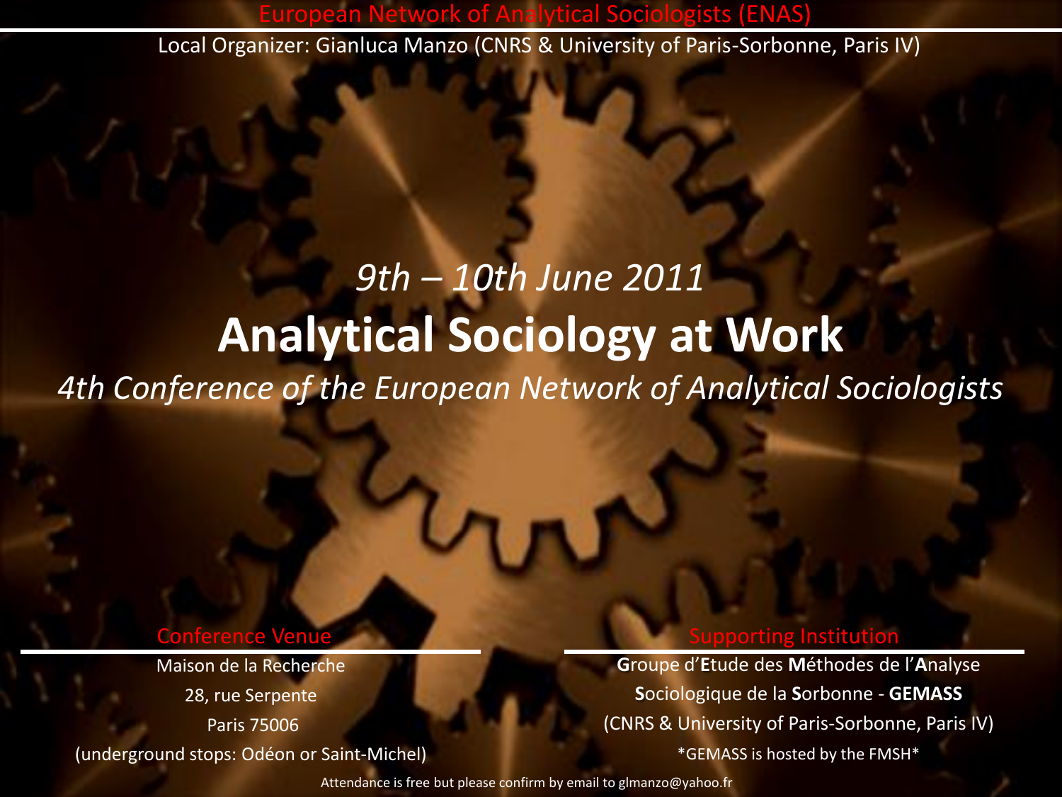European Network of Analytical Sociologists (ENAS)

Local Organizer: Gianluca Manzo (CNRS & University of Paris-Sorbonne, Paris IV)

*9th – 10th June 2011*

# Analytical Sociology at Work

*4th Conference of the European Network of Analytical Sociologists*

## Conference Venue

Maison de la Recherche

28, rue Serpente

Paris 75006

(underground stops: Odéon or Saint-Michel)

## Supporting Institution

**G**roupe d'**E**tude des **M**éthodes de l'**A**nalyse **S**ociologique de la **S**orbonne - **GEMASS**

(CNRS & University of Paris-Sorbonne, Paris IV)

*GEMASS is hosted by the FMSH*

Attendance is free but please confirm by email to glmanzo@yahoo.fr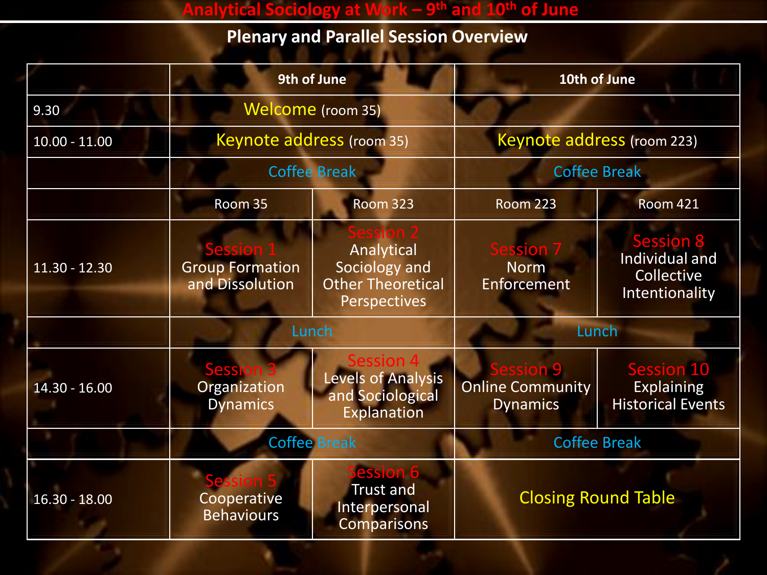# Analytical Sociology at Work – 9th and 10th of June

## Plenary and Parallel Session Overview

| | 9th of June | | 10th of June | |
|---|---|---|---|---|
| 9.30 | Welcome (room 35) | | | |
| 10.00 - 11.00 | Keynote address (room 35) | | Keynote address (room 223) | |
| | Coffee Break | | Coffee Break | |
| | Room 35 | Room 323 | Room 223 | Room 421 |
| 11.30 - 12.30 | Session 1 Group Formation and Dissolution | Session 2 Analytical Sociology and Other Theoretical Perspectives | Session 7 Norm Enforcement | Session 8 Individual and Collective Intentionality |
| | Lunch | | Lunch | |
| 14.30 - 16.00 | Session 3 Organization Dynamics | Session 4 Levels of Analysis and Sociological Explanation | Session 9 Online Community Dynamics | Session 10 Explaining Historical Events |
| | Coffee Break | | Coffee Break | |
| 16.30 - 18.00 | Session 5 Cooperative Behaviours | Session 6 Trust and Interpersonal Comparisons | Closing Round Table | |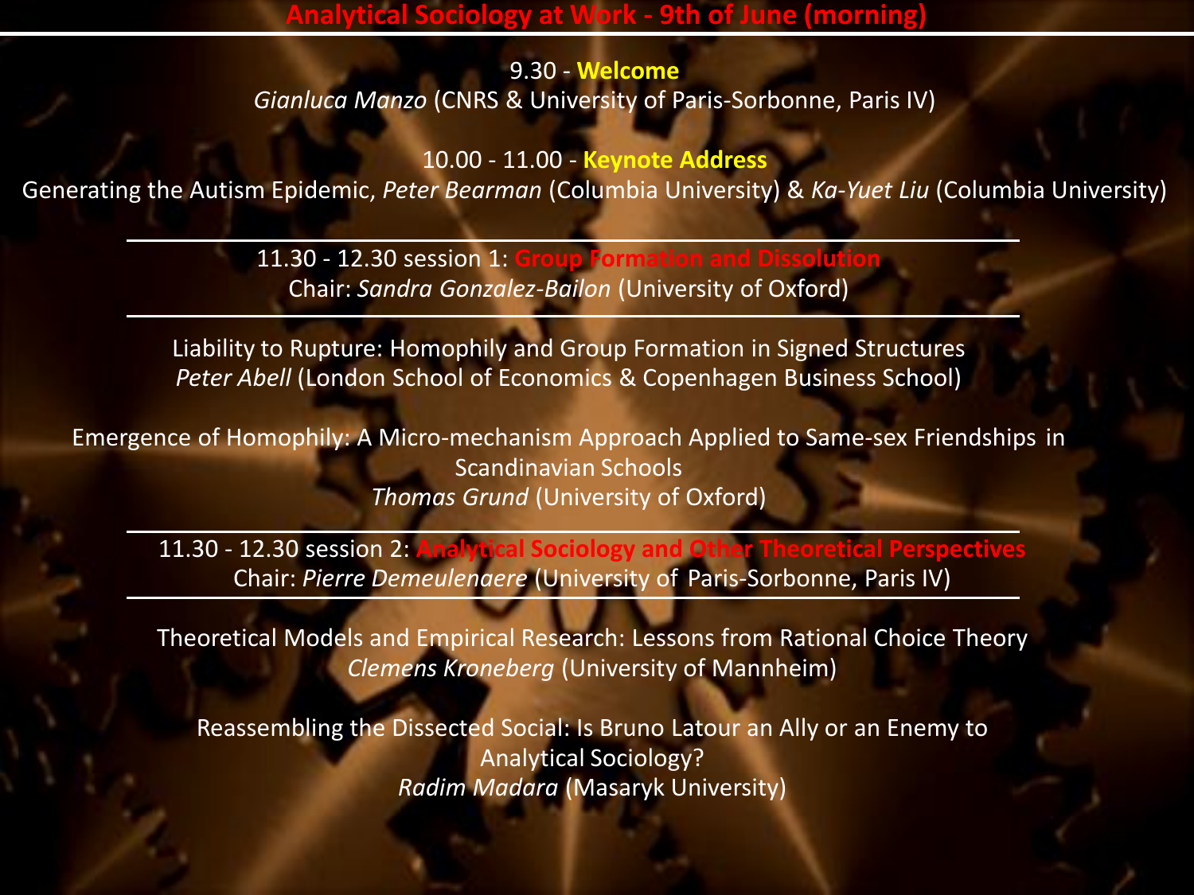# Analytical Sociology at Work - 9th of June (morning)

9.30 - **Welcome**
*Gianluca Manzo* (CNRS & University of Paris-Sorbonne, Paris IV)

10.00 - 11.00 - **Keynote Address**
Generating the Autism Epidemic, *Peter Bearman* (Columbia University) & *Ka-Yuet Liu* (Columbia University)

---

11.30 - 12.30 session 1: **Group Formation and Dissolution**
Chair: *Sandra Gonzalez-Bailon* (University of Oxford)

---

Liability to Rupture: Homophily and Group Formation in Signed Structures
*Peter Abell* (London School of Economics & Copenhagen Business School)

Emergence of Homophily: A Micro-mechanism Approach Applied to Same-sex Friendships in Scandinavian Schools
*Thomas Grund* (University of Oxford)

---

11.30 - 12.30 session 2: **Analytical Sociology and Other Theoretical Perspectives**
Chair: *Pierre Demeulenaere* (University of Paris-Sorbonne, Paris IV)

---

Theoretical Models and Empirical Research: Lessons from Rational Choice Theory
*Clemens Kroneberg* (University of Mannheim)

Reassembling the Dissected Social: Is Bruno Latour an Ally or an Enemy to Analytical Sociology?
*Radim Madara* (Masaryk University)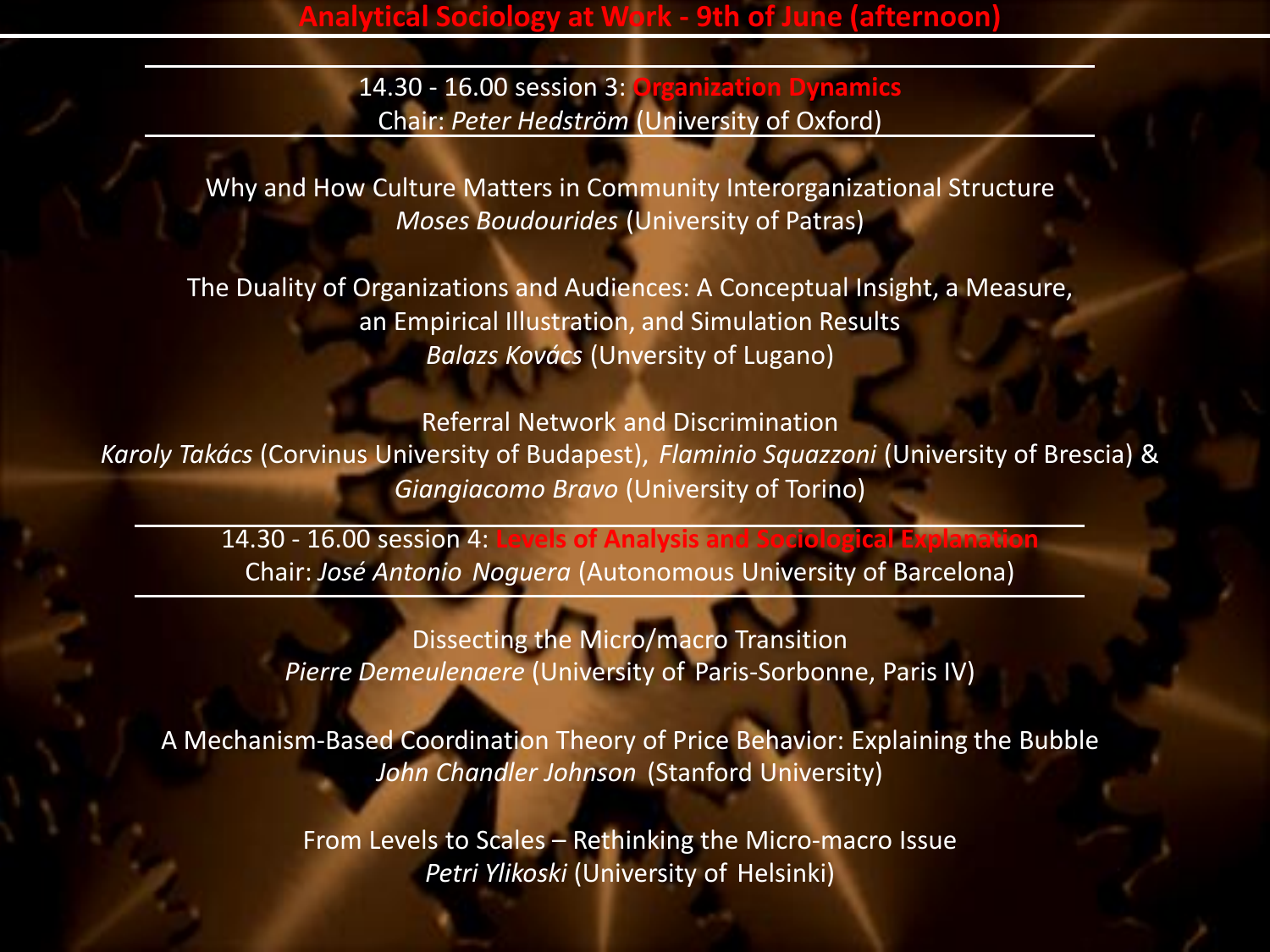# Analytical Sociology at Work - 9th of June (afternoon)

---

14.30 - 16.00 session 3: **Organization Dynamics**
Chair: *Peter Hedström* (University of Oxford)

---

Why and How Culture Matters in Community Interorganizational Structure
*Moses Boudourides* (University of Patras)

The Duality of Organizations and Audiences: A Conceptual Insight, a Measure, an Empirical Illustration, and Simulation Results
*Balazs Kovács* (Unversity of Lugano)

Referral Network and Discrimination
*Karoly Takács* (Corvinus University of Budapest), *Flaminio Squazzoni* (University of Brescia) & *Giangiacomo Bravo* (University of Torino)

---

14.30 - 16.00 session 4: **Levels of Analysis and Sociological Explanation**
Chair: *José Antonio Noguera* (Autonomous University of Barcelona)

---

Dissecting the Micro/macro Transition
*Pierre Demeulenaere* (University of Paris-Sorbonne, Paris IV)

A Mechanism-Based Coordination Theory of Price Behavior: Explaining the Bubble
*John Chandler Johnson* (Stanford University)

From Levels to Scales – Rethinking the Micro-macro Issue
*Petri Ylikoski* (University of Helsinki)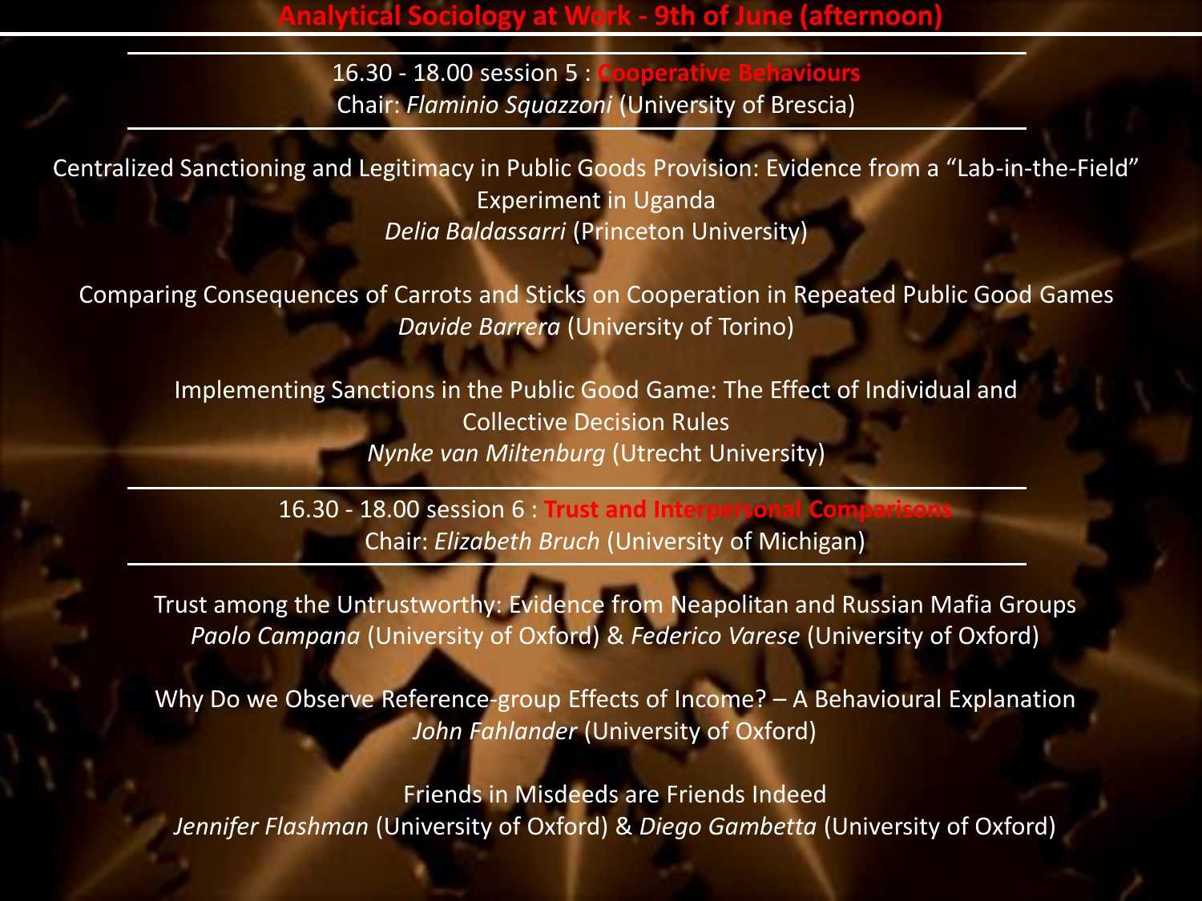# Analytical Sociology at Work - 9th of June (afternoon)

## 16.30 - 18.00 session 5 : Cooperative Behaviours

Chair: *Flaminio Squazzoni* (University of Brescia)

Centralized Sanctioning and Legitimacy in Public Goods Provision: Evidence from a "Lab-in-the-Field" Experiment in Uganda
*Delia Baldassarri* (Princeton University)

Comparing Consequences of Carrots and Sticks on Cooperation in Repeated Public Good Games
*Davide Barrera* (University of Torino)

Implementing Sanctions in the Public Good Game: The Effect of Individual and Collective Decision Rules
*Nynke van Miltenburg* (Utrecht University)

## 16.30 - 18.00 session 6 : Trust and Interpersonal Comparisons

Chair: *Elizabeth Bruch* (University of Michigan)

Trust among the Untrustworthy: Evidence from Neapolitan and Russian Mafia Groups
*Paolo Campana* (University of Oxford) & *Federico Varese* (University of Oxford)

Why Do we Observe Reference-group Effects of Income? – A Behavioural Explanation
*John Fahlander* (University of Oxford)

Friends in Misdeeds are Friends Indeed
*Jennifer Flashman* (University of Oxford) & *Diego Gambetta* (University of Oxford)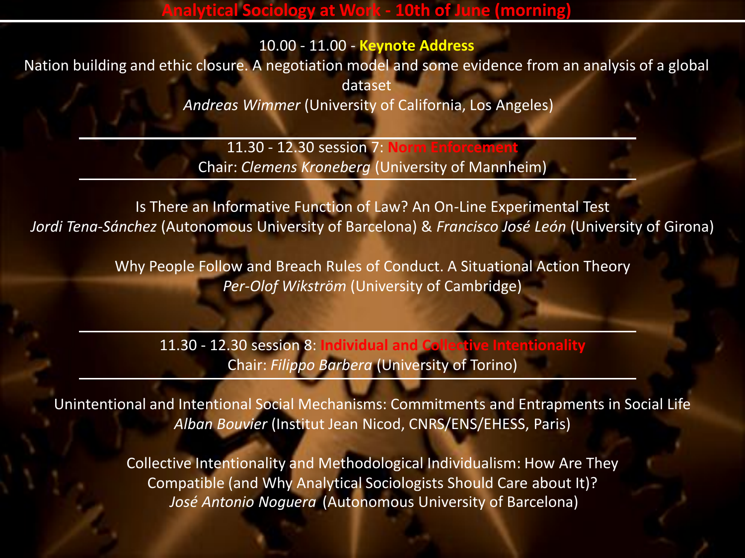# Analytical Sociology at Work - 10th of June (morning)

10.00 - 11.00 - **Keynote Address**

Nation building and ethic closure. A negotiation model and some evidence from an analysis of a global dataset

*Andreas Wimmer* (University of California, Los Angeles)

---

11.30 - 12.30 session 7: **Norm Enforcement**

Chair: *Clemens Kroneberg* (University of Mannheim)

---

Is There an Informative Function of Law? An On-Line Experimental Test

*Jordi Tena-Sánchez* (Autonomous University of Barcelona) & *Francisco José León* (University of Girona)

Why People Follow and Breach Rules of Conduct. A Situational Action Theory

*Per-Olof Wikström* (University of Cambridge)

---

11.30 - 12.30 session 8: **Individual and Collective Intentionality**

Chair: *Filippo Barbera* (University of Torino)

---

Unintentional and Intentional Social Mechanisms: Commitments and Entrapments in Social Life

*Alban Bouvier* (Institut Jean Nicod, CNRS/ENS/EHESS, Paris)

Collective Intentionality and Methodological Individualism: How Are They Compatible (and Why Analytical Sociologists Should Care about It)?

*José Antonio Noguera* (Autonomous University of Barcelona)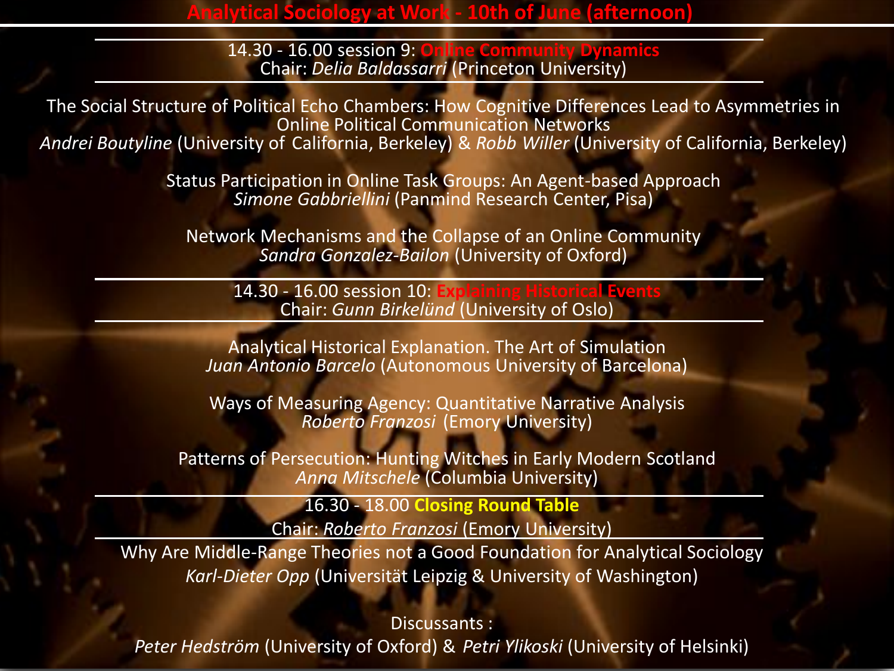# Analytical Sociology at Work - 10th of June (afternoon)

14.30 - 16.00 session 9: **Online Community Dynamics**
Chair: *Delia Baldassarri* (Princeton University)

The Social Structure of Political Echo Chambers: How Cognitive Differences Lead to Asymmetries in Online Political Communication Networks
*Andrei Boutyline* (University of California, Berkeley) & *Robb Willer* (University of California, Berkeley)

Status Participation in Online Task Groups: An Agent-based Approach
*Simone Gabbriellini* (Panmind Research Center, Pisa)

Network Mechanisms and the Collapse of an Online Community
*Sandra Gonzalez-Bailon* (University of Oxford)

14.30 - 16.00 session 10: **Explaining Historical Events**
Chair: *Gunn Birkelünd* (University of Oslo)

Analytical Historical Explanation. The Art of Simulation
*Juan Antonio Barcelo* (Autonomous University of Barcelona)

Ways of Measuring Agency: Quantitative Narrative Analysis
*Roberto Franzosi* (Emory University)

Patterns of Persecution: Hunting Witches in Early Modern Scotland
*Anna Mitschele* (Columbia University)

16.30 - 18.00 **Closing Round Table**
Chair: *Roberto Franzosi* (Emory University)

Why Are Middle-Range Theories not a Good Foundation for Analytical Sociology
*Karl-Dieter Opp* (Universität Leipzig & University of Washington)

Discussants :
*Peter Hedström* (University of Oxford) & *Petri Ylikoski* (University of Helsinki)